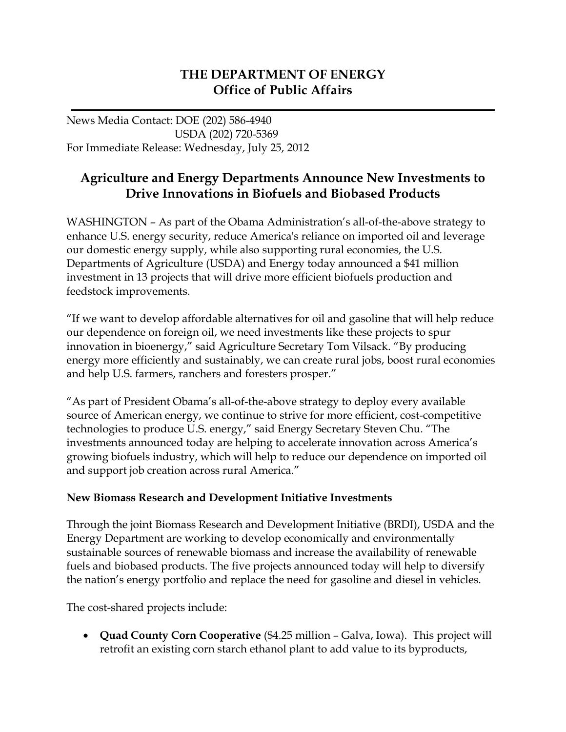# THE DEPARTMENT OF ENERGY
## Office of Public Affairs

News Media Contact: DOE (202) 586-4940
USDA (202) 720-5369
For Immediate Release: Wednesday, July 25, 2012

## Agriculture and Energy Departments Announce New Investments to Drive Innovations in Biofuels and Biobased Products

WASHINGTON – As part of the Obama Administration's all-of-the-above strategy to enhance U.S. energy security, reduce America's reliance on imported oil and leverage our domestic energy supply, while also supporting rural economies, the U.S. Departments of Agriculture (USDA) and Energy today announced a $41 million investment in 13 projects that will drive more efficient biofuels production and feedstock improvements.

"If we want to develop affordable alternatives for oil and gasoline that will help reduce our dependence on foreign oil, we need investments like these projects to spur innovation in bioenergy," said Agriculture Secretary Tom Vilsack. "By producing energy more efficiently and sustainably, we can create rural jobs, boost rural economies and help U.S. farmers, ranchers and foresters prosper."

"As part of President Obama's all-of-the-above strategy to deploy every available source of American energy, we continue to strive for more efficient, cost-competitive technologies to produce U.S. energy," said Energy Secretary Steven Chu. "The investments announced today are helping to accelerate innovation across America's growing biofuels industry, which will help to reduce our dependence on imported oil and support job creation across rural America."

### New Biomass Research and Development Initiative Investments

Through the joint Biomass Research and Development Initiative (BRDI), USDA and the Energy Department are working to develop economically and environmentally sustainable sources of renewable biomass and increase the availability of renewable fuels and biobased products. The five projects announced today will help to diversify the nation's energy portfolio and replace the need for gasoline and diesel in vehicles.

The cost-shared projects include:

- **Quad County Corn Cooperative** ($4.25 million – Galva, Iowa). This project will retrofit an existing corn starch ethanol plant to add value to its byproducts,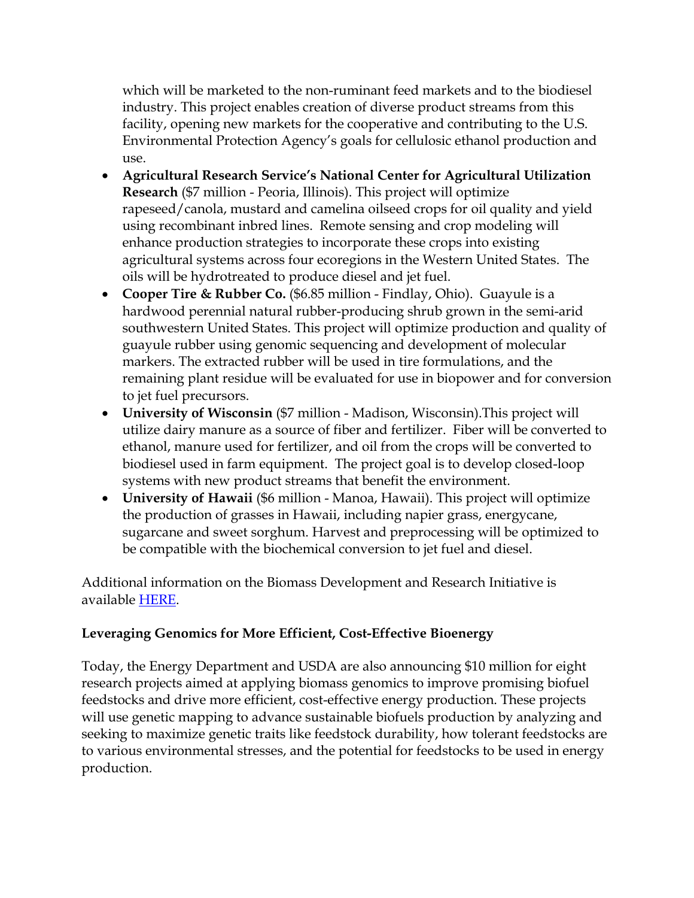which will be marketed to the non-ruminant feed markets and to the biodiesel industry. This project enables creation of diverse product streams from this facility, opening new markets for the cooperative and contributing to the U.S. Environmental Protection Agency's goals for cellulosic ethanol production and use.

- **Agricultural Research Service's National Center for Agricultural Utilization Research** ($7 million - Peoria, Illinois). This project will optimize rapeseed/canola, mustard and camelina oilseed crops for oil quality and yield using recombinant inbred lines. Remote sensing and crop modeling will enhance production strategies to incorporate these crops into existing agricultural systems across four ecoregions in the Western United States. The oils will be hydrotreated to produce diesel and jet fuel.
- **Cooper Tire & Rubber Co.** ($6.85 million - Findlay, Ohio). Guayule is a hardwood perennial natural rubber-producing shrub grown in the semi-arid southwestern United States. This project will optimize production and quality of guayule rubber using genomic sequencing and development of molecular markers. The extracted rubber will be used in tire formulations, and the remaining plant residue will be evaluated for use in biopower and for conversion to jet fuel precursors.
- **University of Wisconsin** ($7 million - Madison, Wisconsin).This project will utilize dairy manure as a source of fiber and fertilizer. Fiber will be converted to ethanol, manure used for fertilizer, and oil from the crops will be converted to biodiesel used in farm equipment. The project goal is to develop closed-loop systems with new product streams that benefit the environment.
- **University of Hawaii** ($6 million - Manoa, Hawaii). This project will optimize the production of grasses in Hawaii, including napier grass, energycane, sugarcane and sweet sorghum. Harvest and preprocessing will be optimized to be compatible with the biochemical conversion to jet fuel and diesel.

Additional information on the Biomass Development and Research Initiative is available HERE.

**Leveraging Genomics for More Efficient, Cost-Effective Bioenergy**

Today, the Energy Department and USDA are also announcing $10 million for eight research projects aimed at applying biomass genomics to improve promising biofuel feedstocks and drive more efficient, cost-effective energy production. These projects will use genetic mapping to advance sustainable biofuels production by analyzing and seeking to maximize genetic traits like feedstock durability, how tolerant feedstocks are to various environmental stresses, and the potential for feedstocks to be used in energy production.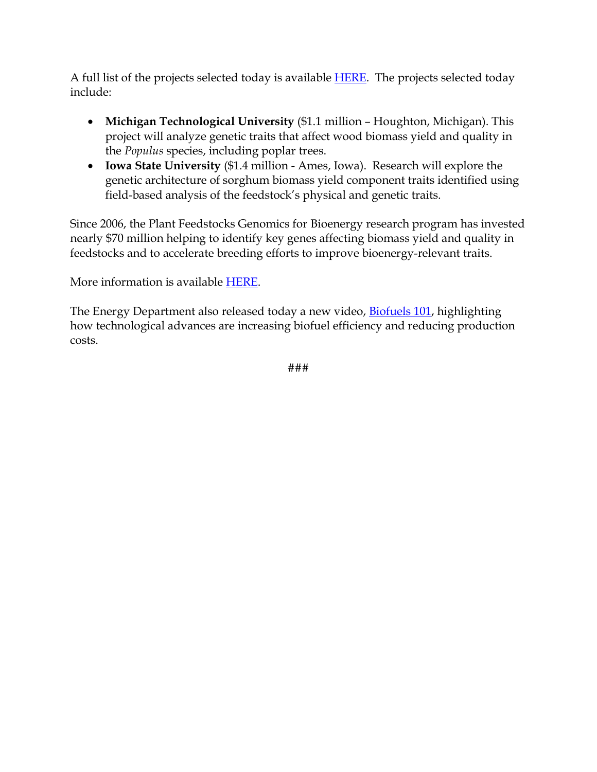A full list of the projects selected today is available HERE. The projects selected today include:

- **Michigan Technological University** ($1.1 million – Houghton, Michigan). This project will analyze genetic traits that affect wood biomass yield and quality in the *Populus* species, including poplar trees.
- **Iowa State University** ($1.4 million - Ames, Iowa). Research will explore the genetic architecture of sorghum biomass yield component traits identified using field-based analysis of the feedstock's physical and genetic traits.

Since 2006, the Plant Feedstocks Genomics for Bioenergy research program has invested nearly $70 million helping to identify key genes affecting biomass yield and quality in feedstocks and to accelerate breeding efforts to improve bioenergy-relevant traits.

More information is available HERE.

The Energy Department also released today a new video, Biofuels 101, highlighting how technological advances are increasing biofuel efficiency and reducing production costs.

###